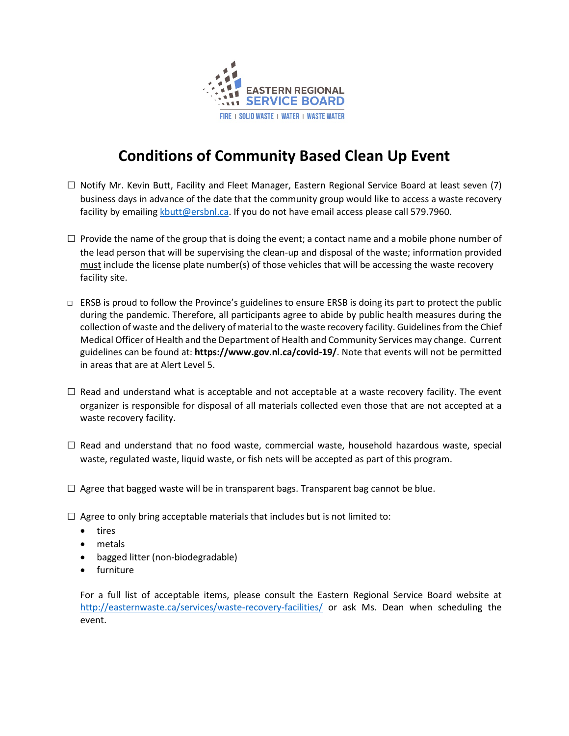EASTERN REGIONAL SERVICE BOARD

FIRE | SOLID WASTE | WATER | WASTE WATER

# Conditions of Community Based Clean Up Event

☐ Notify Mr. Kevin Butt, Facility and Fleet Manager, Eastern Regional Service Board at least seven (7) business days in advance of the date that the community group would like to access a waste recovery facility by emailing kbutt@ersbnl.ca. If you do not have email access please call 579.7960.

☐ Provide the name of the group that is doing the event; a contact name and a mobile phone number of the lead person that will be supervising the clean-up and disposal of the waste; information provided must include the license plate number(s) of those vehicles that will be accessing the waste recovery facility site.

☐ ERSB is proud to follow the Province's guidelines to ensure ERSB is doing its part to protect the public during the pandemic. Therefore, all participants agree to abide by public health measures during the collection of waste and the delivery of material to the waste recovery facility. Guidelines from the Chief Medical Officer of Health and the Department of Health and Community Services may change. Current guidelines can be found at: **https://www.gov.nl.ca/covid-19/**. Note that events will not be permitted in areas that are at Alert Level 5.

☐ Read and understand what is acceptable and not acceptable at a waste recovery facility. The event organizer is responsible for disposal of all materials collected even those that are not accepted at a waste recovery facility.

☐ Read and understand that no food waste, commercial waste, household hazardous waste, special waste, regulated waste, liquid waste, or fish nets will be accepted as part of this program.

☐ Agree that bagged waste will be in transparent bags. Transparent bag cannot be blue.

☐ Agree to only bring acceptable materials that includes but is not limited to:

- tires
- metals
- bagged litter (non-biodegradable)
- furniture

For a full list of acceptable items, please consult the Eastern Regional Service Board website at http://easternwaste.ca/services/waste-recovery-facilities/ or ask Ms. Dean when scheduling the event.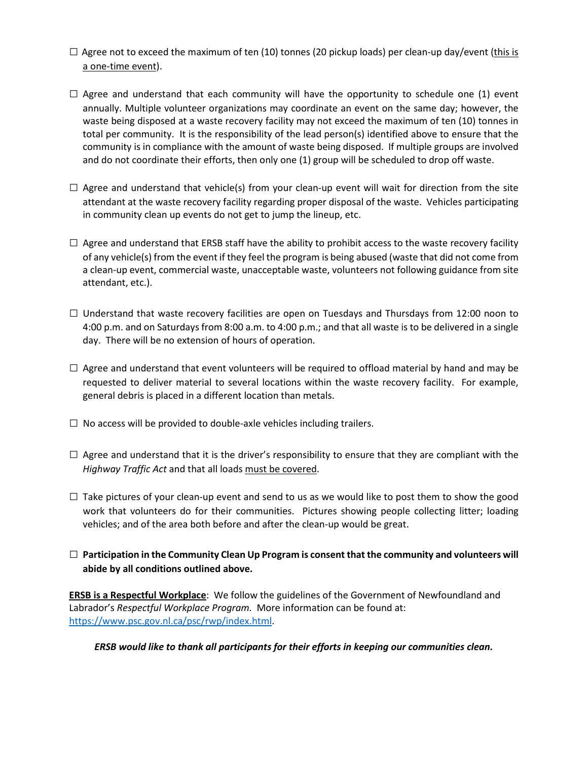☐ Agree not to exceed the maximum of ten (10) tonnes (20 pickup loads) per clean-up day/event (<u>this is a one-time event</u>).

☐ Agree and understand that each community will have the opportunity to schedule one (1) event annually. Multiple volunteer organizations may coordinate an event on the same day; however, the waste being disposed at a waste recovery facility may not exceed the maximum of ten (10) tonnes in total per community. It is the responsibility of the lead person(s) identified above to ensure that the community is in compliance with the amount of waste being disposed. If multiple groups are involved and do not coordinate their efforts, then only one (1) group will be scheduled to drop off waste.

☐ Agree and understand that vehicle(s) from your clean-up event will wait for direction from the site attendant at the waste recovery facility regarding proper disposal of the waste. Vehicles participating in community clean up events do not get to jump the lineup, etc.

☐ Agree and understand that ERSB staff have the ability to prohibit access to the waste recovery facility of any vehicle(s) from the event if they feel the program is being abused (waste that did not come from a clean-up event, commercial waste, unacceptable waste, volunteers not following guidance from site attendant, etc.).

☐ Understand that waste recovery facilities are open on Tuesdays and Thursdays from 12:00 noon to 4:00 p.m. and on Saturdays from 8:00 a.m. to 4:00 p.m.; and that all waste is to be delivered in a single day. There will be no extension of hours of operation.

☐ Agree and understand that event volunteers will be required to offload material by hand and may be requested to deliver material to several locations within the waste recovery facility. For example, general debris is placed in a different location than metals.

☐ No access will be provided to double-axle vehicles including trailers.

☐ Agree and understand that it is the driver's responsibility to ensure that they are compliant with the *Highway Traffic Act* and that all loads <u>must be covered</u>.

☐ Take pictures of your clean-up event and send to us as we would like to post them to show the good work that volunteers do for their communities. Pictures showing people collecting litter; loading vehicles; and of the area both before and after the clean-up would be great.

☐ **Participation in the Community Clean Up Program is consent that the community and volunteers will abide by all conditions outlined above.**

**<u>ERSB is a Respectful Workplace</u>**: We follow the guidelines of the Government of Newfoundland and Labrador's *Respectful Workplace Program.* More information can be found at: https://www.psc.gov.nl.ca/psc/rwp/index.html.

***ERSB would like to thank all participants for their efforts in keeping our communities clean.***